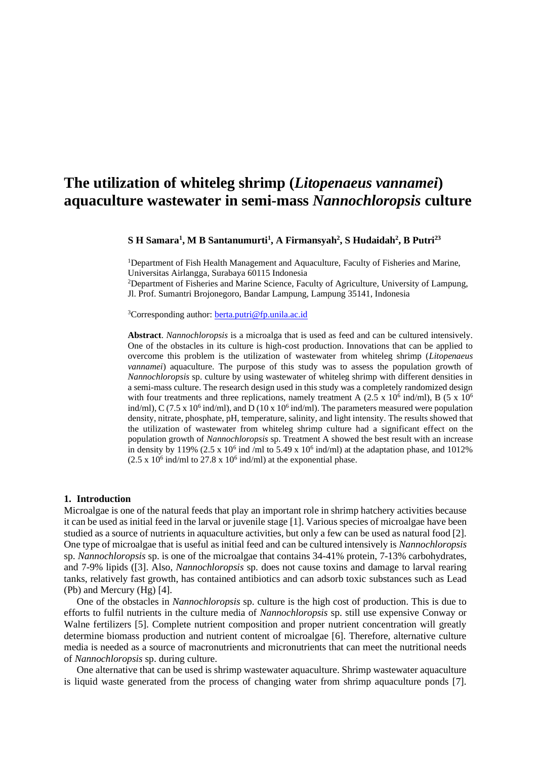# The utilization of whiteleg shrimp (*Litopenaeus vannamei*) aquaculture wastewater in semi-mass *Nannochloropsis* culture

**S H Samara[1], M B Santanumurti[1], A Firmansyah[2], S Hudaidah[2], B Putri[23]**

[1]Department of Fish Health Management and Aquaculture, Faculty of Fisheries and Marine, Universitas Airlangga, Surabaya 60115 Indonesia

[2]Department of Fisheries and Marine Science, Faculty of Agriculture, University of Lampung, Jl. Prof. Sumantri Brojonegoro, Bandar Lampung, Lampung 35141, Indonesia

[3]Corresponding author: berta.putri@fp.unila.ac.id

**Abstract**. *Nannochloropsis* is a microalga that is used as feed and can be cultured intensively. One of the obstacles in its culture is high-cost production. Innovations that can be applied to overcome this problem is the utilization of wastewater from whiteleg shrimp (*Litopenaeus vannamei*) aquaculture. The purpose of this study was to assess the population growth of *Nannochloropsis* sp. culture by using wastewater of whiteleg shrimp with different densities in a semi-mass culture. The research design used in this study was a completely randomized design with four treatments and three replications, namely treatment A ($2.5 \times 10^6$ ind/ml), B ($5 \times 10^6$ ind/ml), C ($7.5 \times 10^6$ ind/ml), and D ($10 \times 10^6$ ind/ml). The parameters measured were population density, nitrate, phosphate, pH, temperature, salinity, and light intensity. The results showed that the utilization of wastewater from whiteleg shrimp culture had a significant effect on the population growth of *Nannochloropsis* sp. Treatment A showed the best result with an increase in density by 119% ($2.5 \times 10^6$ ind /ml to $5.49 \times 10^6$ ind/ml) at the adaptation phase, and 1012% ($2.5 \times 10^6$ ind/ml to $27.8 \times 10^6$ ind/ml) at the exponential phase.

## 1. Introduction

Microalgae is one of the natural feeds that play an important role in shrimp hatchery activities because it can be used as initial feed in the larval or juvenile stage [1]. Various species of microalgae have been studied as a source of nutrients in aquaculture activities, but only a few can be used as natural food [2]. One type of microalgae that is useful as initial feed and can be cultured intensively is *Nannochloropsis* sp. *Nannochloropsis* sp. is one of the microalgae that contains 34-41% protein, 7-13% carbohydrates, and 7-9% lipids ([3]. Also, *Nannochloropsis* sp. does not cause toxins and damage to larval rearing tanks, relatively fast growth, has contained antibiotics and can adsorb toxic substances such as Lead (Pb) and Mercury (Hg) [4].

One of the obstacles in *Nannochloropsis* sp. culture is the high cost of production. This is due to efforts to fulfil nutrients in the culture media of *Nannochloropsis* sp. still use expensive Conway or Walne fertilizers [5]. Complete nutrient composition and proper nutrient concentration will greatly determine biomass production and nutrient content of microalgae [6]. Therefore, alternative culture media is needed as a source of macronutrients and micronutrients that can meet the nutritional needs of *Nannochloropsis* sp. during culture.

One alternative that can be used is shrimp wastewater aquaculture. Shrimp wastewater aquaculture is liquid waste generated from the process of changing water from shrimp aquaculture ponds [7].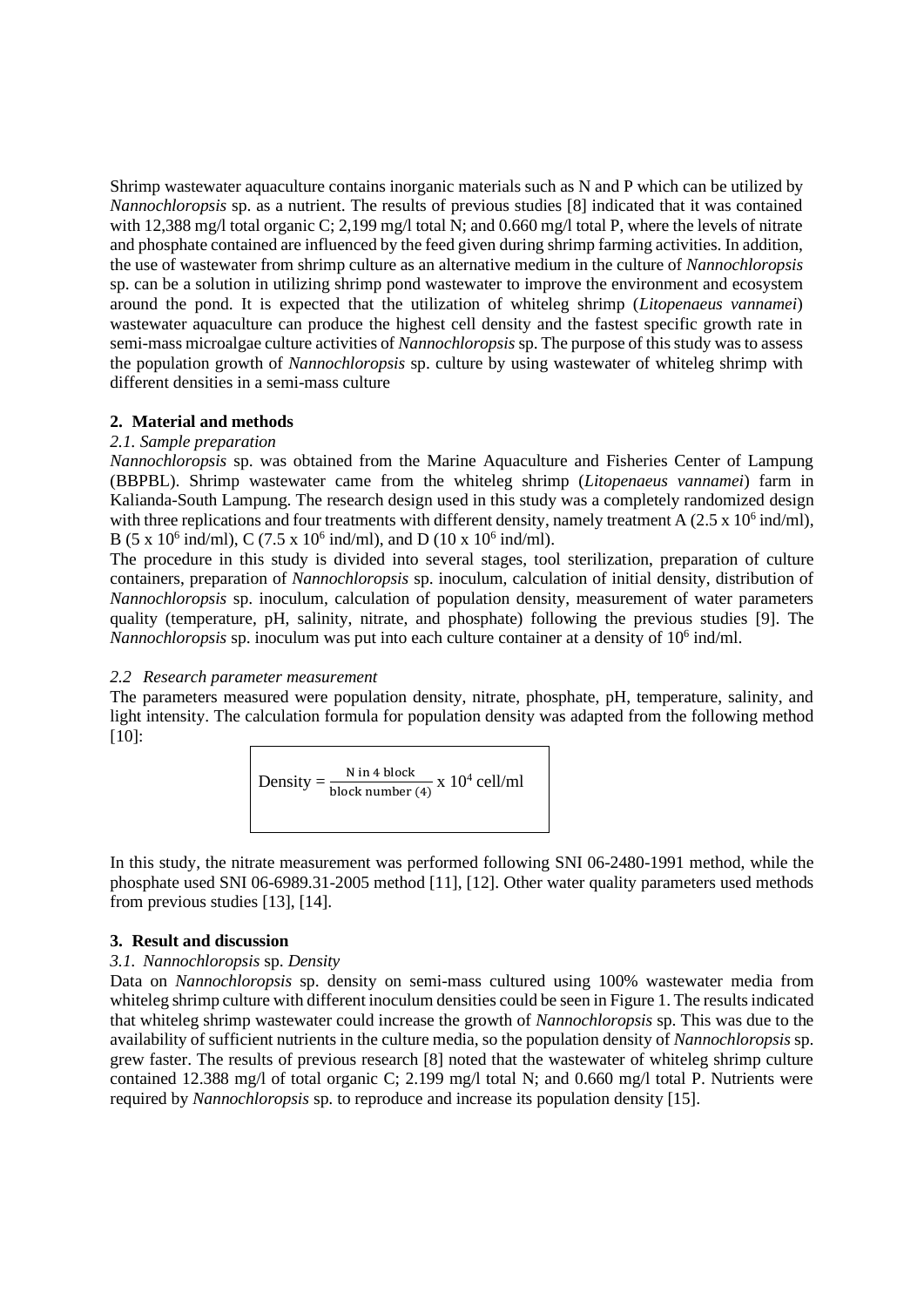Shrimp wastewater aquaculture contains inorganic materials such as N and P which can be utilized by *Nannochloropsis* sp. as a nutrient. The results of previous studies [8] indicated that it was contained with 12,388 mg/l total organic C; 2,199 mg/l total N; and 0.660 mg/l total P, where the levels of nitrate and phosphate contained are influenced by the feed given during shrimp farming activities. In addition, the use of wastewater from shrimp culture as an alternative medium in the culture of *Nannochloropsis* sp. can be a solution in utilizing shrimp pond wastewater to improve the environment and ecosystem around the pond. It is expected that the utilization of whiteleg shrimp (*Litopenaeus vannamei*) wastewater aquaculture can produce the highest cell density and the fastest specific growth rate in semi-mass microalgae culture activities of *Nannochloropsis* sp. The purpose of this study was to assess the population growth of *Nannochloropsis* sp. culture by using wastewater of whiteleg shrimp with different densities in a semi-mass culture

## 2. Material and methods

### *2.1. Sample preparation*

*Nannochloropsis* sp. was obtained from the Marine Aquaculture and Fisheries Center of Lampung (BBPBL). Shrimp wastewater came from the whiteleg shrimp (*Litopenaeus vannamei*) farm in Kalianda-South Lampung. The research design used in this study was a completely randomized design with three replications and four treatments with different density, namely treatment A ($2.5 \times 10^6$ ind/ml), B ($5 \times 10^6$ ind/ml), C ($7.5 \times 10^6$ ind/ml), and D ($10 \times 10^6$ ind/ml).

The procedure in this study is divided into several stages, tool sterilization, preparation of culture containers, preparation of *Nannochloropsis* sp. inoculum, calculation of initial density, distribution of *Nannochloropsis* sp. inoculum, calculation of population density, measurement of water parameters quality (temperature, pH, salinity, nitrate, and phosphate) following the previous studies [9]. The *Nannochloropsis* sp. inoculum was put into each culture container at a density of $10^6$ ind/ml.

### *2.2 Research parameter measurement*

The parameters measured were population density, nitrate, phosphate, pH, temperature, salinity, and light intensity. The calculation formula for population density was adapted from the following method [10]:

$$\text{Density} = \frac{\text{N in 4 block}}{\text{block number (4)}} \times 10^4 \text{ cell/ml}$$

In this study, the nitrate measurement was performed following SNI 06-2480-1991 method, while the phosphate used SNI 06-6989.31-2005 method [11], [12]. Other water quality parameters used methods from previous studies [13], [14].

## 3. Result and discussion

### *3.1. Nannochloropsis sp. Density*

Data on *Nannochloropsis* sp. density on semi-mass cultured using 100% wastewater media from whiteleg shrimp culture with different inoculum densities could be seen in Figure 1. The results indicated that whiteleg shrimp wastewater could increase the growth of *Nannochloropsis* sp. This was due to the availability of sufficient nutrients in the culture media, so the population density of *Nannochloropsis* sp. grew faster. The results of previous research [8] noted that the wastewater of whiteleg shrimp culture contained 12.388 mg/l of total organic C; 2.199 mg/l total N; and 0.660 mg/l total P. Nutrients were required by *Nannochloropsis* sp. to reproduce and increase its population density [15].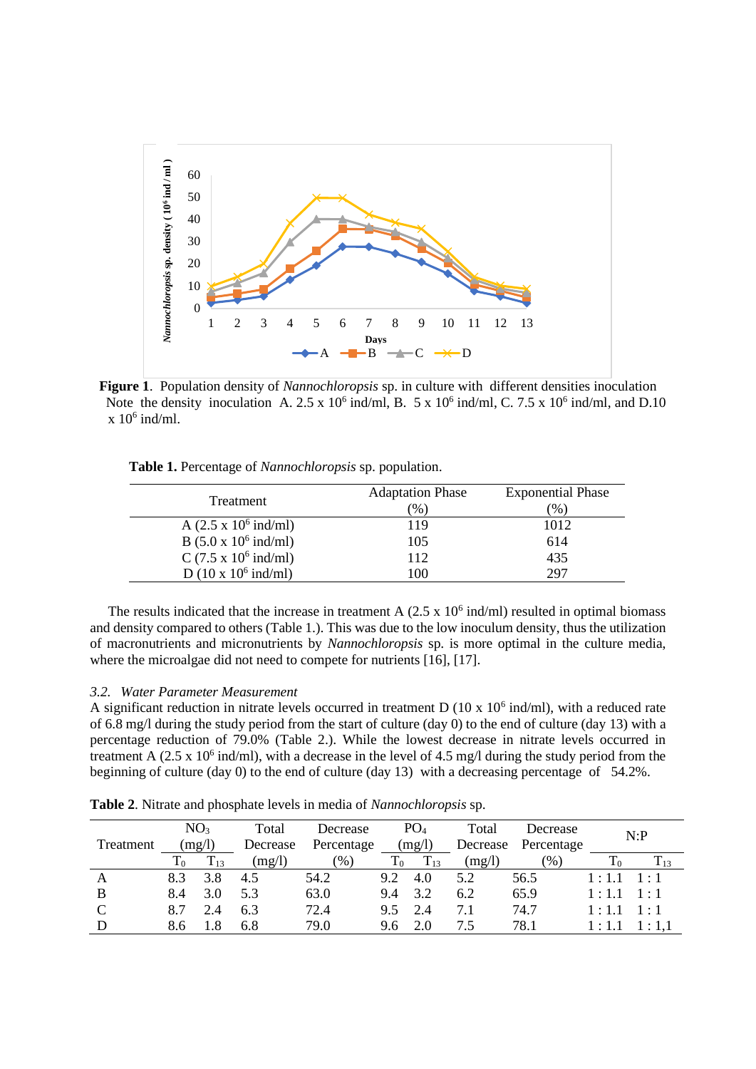**Figure 1**. Population density of *Nannochloropsis* sp. in culture with different densities inoculation Note the density inoculation A. 2.5 x $10^6$ ind/ml, B. 5 x $10^6$ ind/ml, C. 7.5 x $10^6$ ind/ml, and D.10 x $10^6$ ind/ml.

**Table 1.** Percentage of *Nannochloropsis* sp. population.

| Treatment | Adaptation Phase (%) | Exponential Phase (%) |
|---|---|---|
| A (2.5 x $10^6$ ind/ml) | 119 | 1012 |
| B (5.0 x $10^6$ ind/ml) | 105 | 614 |
| C (7.5 x $10^6$ ind/ml) | 112 | 435 |
| D (10 x $10^6$ ind/ml) | 100 | 297 |

The results indicated that the increase in treatment A (2.5 x $10^6$ ind/ml) resulted in optimal biomass and density compared to others (Table 1.). This was due to the low inoculum density, thus the utilization of macronutrients and micronutrients by *Nannochloropsis* sp. is more optimal in the culture media, where the microalgae did not need to compete for nutrients [16], [17].

### 3.2. *Water Parameter Measurement*

A significant reduction in nitrate levels occurred in treatment D (10 x $10^6$ ind/ml), with a reduced rate of 6.8 mg/l during the study period from the start of culture (day 0) to the end of culture (day 13) with a percentage reduction of 79.0% (Table 2.). While the lowest decrease in nitrate levels occurred in treatment A (2.5 x $10^6$ ind/ml), with a decrease in the level of 4.5 mg/l during the study period from the beginning of culture (day 0) to the end of culture (day 13) with a decreasing percentage of 54.2%.

**Table 2**. Nitrate and phosphate levels in media of *Nannochloropsis* sp.

| Treatment | $NO_3$ (mg/l) | | Total Decrease (mg/l) | Decrease Percentage (%) | $PO_4$ (mg/l) | | Total Decrease (mg/l) | Decrease Percentage (%) | N:P | |
|---|---|---|---|---|---|---|---|---|---|---|
| | $T_0$ | $T_{13}$ | | | $T_0$ | $T_{13}$ | | | $T_0$ | $T_{13}$ |
| A | 8.3 | 3.8 | 4.5 | 54.2 | 9.2 | 4.0 | 5.2 | 56.5 | 1 : 1.1 | 1 : 1 |
| B | 8.4 | 3.0 | 5.3 | 63.0 | 9.4 | 3.2 | 6.2 | 65.9 | 1 : 1.1 | 1 : 1 |
| C | 8.7 | 2.4 | 6.3 | 72.4 | 9.5 | 2.4 | 7.1 | 74.7 | 1 : 1.1 | 1 : 1 |
| D | 8.6 | 1.8 | 6.8 | 79.0 | 9.6 | 2.0 | 7.5 | 78.1 | 1 : 1.1 | 1 : 1,1 |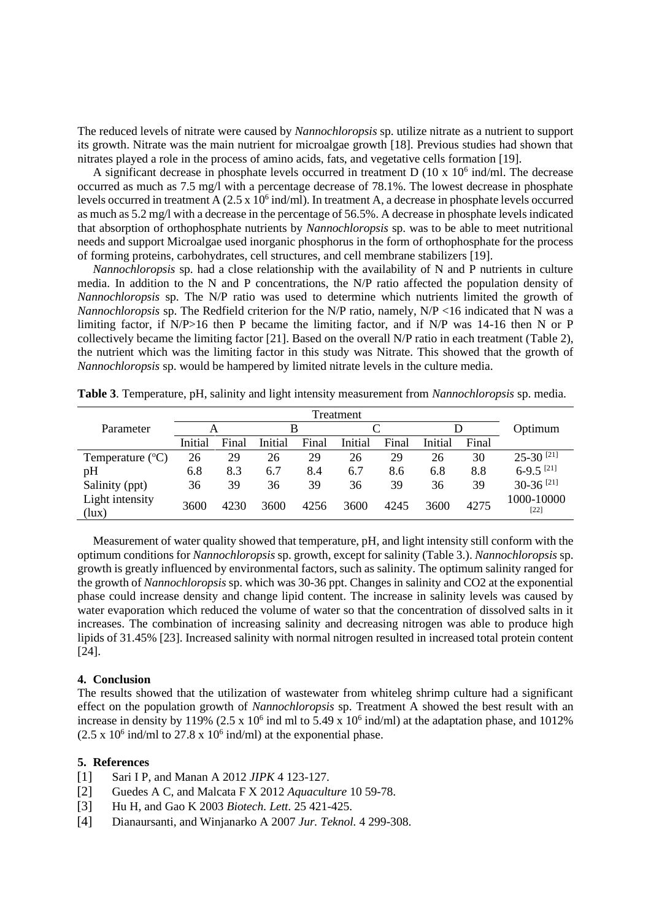The reduced levels of nitrate were caused by *Nannochloropsis* sp. utilize nitrate as a nutrient to support its growth. Nitrate was the main nutrient for microalgae growth [18]. Previous studies had shown that nitrates played a role in the process of amino acids, fats, and vegetative cells formation [19].

A significant decrease in phosphate levels occurred in treatment D (10 x $10^6$ ind/ml. The decrease occurred as much as 7.5 mg/l with a percentage decrease of 78.1%. The lowest decrease in phosphate levels occurred in treatment A (2.5 x $10^6$ ind/ml). In treatment A, a decrease in phosphate levels occurred as much as 5.2 mg/l with a decrease in the percentage of 56.5%. A decrease in phosphate levels indicated that absorption of orthophosphate nutrients by *Nannochloropsis* sp. was to be able to meet nutritional needs and support Microalgae used inorganic phosphorus in the form of orthophosphate for the process of forming proteins, carbohydrates, cell structures, and cell membrane stabilizers [19].

*Nannochloropsis* sp. had a close relationship with the availability of N and P nutrients in culture media. In addition to the N and P concentrations, the N/P ratio affected the population density of *Nannochloropsis* sp. The N/P ratio was used to determine which nutrients limited the growth of *Nannochloropsis* sp. The Redfield criterion for the N/P ratio, namely, N/P <16 indicated that N was a limiting factor, if N/P>16 then P became the limiting factor, and if N/P was 14-16 then N or P collectively became the limiting factor [21]. Based on the overall N/P ratio in each treatment (Table 2), the nutrient which was the limiting factor in this study was Nitrate. This showed that the growth of *Nannochloropsis* sp. would be hampered by limited nitrate levels in the culture media.

**Table 3**. Temperature, pH, salinity and light intensity measurement from *Nannochloropsis* sp. media.

| Parameter | Treatment | | | | | | | | Optimum |
|---|---|---|---|---|---|---|---|---|---|
| | A | | B | | C | | D | | |
| | Initial | Final | Initial | Final | Initial | Final | Initial | Final | |
| Temperature (°C) | 26 | 29 | 26 | 29 | 26 | 29 | 26 | 30 | 25-30 [21] |
| pH | 6.8 | 8.3 | 6.7 | 8.4 | 6.7 | 8.6 | 6.8 | 8.8 | 6-9.5 [21] |
| Salinity (ppt) | 36 | 39 | 36 | 39 | 36 | 39 | 36 | 39 | 30-36 [21] |
| Light intensity (lux) | 3600 | 4230 | 3600 | 4256 | 3600 | 4245 | 3600 | 4275 | 1000-10000 [22] |

Measurement of water quality showed that temperature, pH, and light intensity still conform with the optimum conditions for *Nannochloropsis* sp. growth, except for salinity (Table 3.). *Nannochloropsis* sp. growth is greatly influenced by environmental factors, such as salinity. The optimum salinity ranged for the growth of *Nannochloropsis* sp. which was 30-36 ppt. Changes in salinity and CO2 at the exponential phase could increase density and change lipid content. The increase in salinity levels was caused by water evaporation which reduced the volume of water so that the concentration of dissolved salts in it increases. The combination of increasing salinity and decreasing nitrogen was able to produce high lipids of 31.45% [23]. Increased salinity with normal nitrogen resulted in increased total protein content [24].

## 4. Conclusion

The results showed that the utilization of wastewater from whiteleg shrimp culture had a significant effect on the population growth of *Nannochloropsis* sp. Treatment A showed the best result with an increase in density by 119% (2.5 x $10^6$ ind ml to 5.49 x $10^6$ ind/ml) at the adaptation phase, and 1012% (2.5 x $10^6$ ind/ml to 27.8 x $10^6$ ind/ml) at the exponential phase.

## 5. References

[1] Sari I P, and Manan A 2012 *JIPK* 4 123-127.
[2] Guedes A C, and Malcata F X 2012 *Aquaculture* 10 59-78.
[3] Hu H, and Gao K 2003 *Biotech. Lett.* 25 421-425.
[4] Dianaursanti, and Winjanarko A 2007 *Jur. Teknol.* 4 299-308.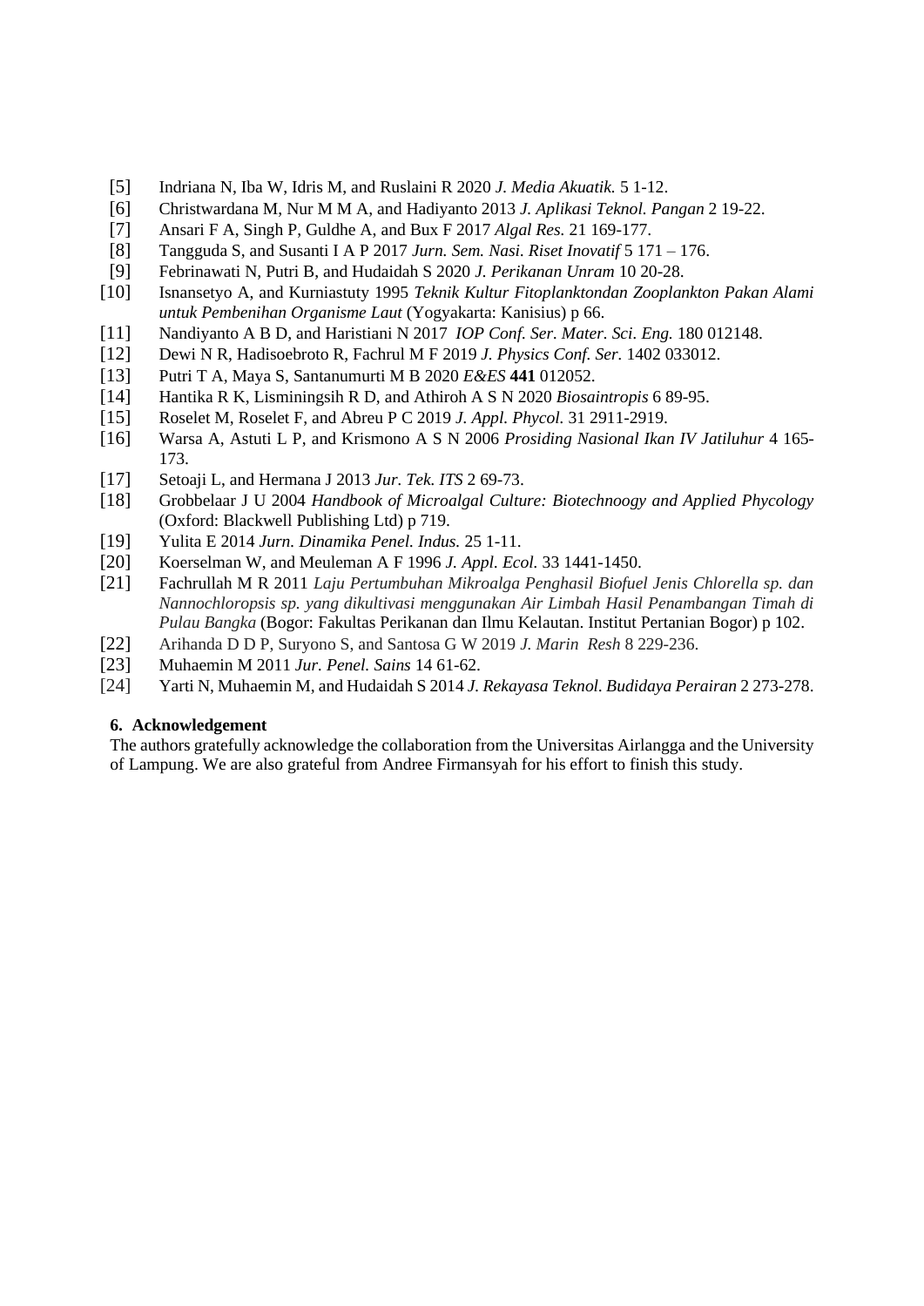[5] Indriana N, Iba W, Idris M, and Ruslaini R 2020 *J. Media Akuatik.* 5 1-12.

[6] Christwardana M, Nur M M A, and Hadiyanto 2013 *J. Aplikasi Teknol. Pangan* 2 19-22.

[7] Ansari F A, Singh P, Guldhe A, and Bux F 2017 *Algal Res.* 21 169-177.

[8] Tangguda S, and Susanti I A P 2017 *Jurn. Sem. Nasi. Riset Inovatif* 5 171 – 176.

[9] Febrinawati N, Putri B, and Hudaidah S 2020 *J. Perikanan Unram* 10 20-28.

[10] Isnansetyo A, and Kurniastuty 1995 *Teknik Kultur Fitoplanktondan Zooplankton Pakan Alami untuk Pembenihan Organisme Laut* (Yogyakarta: Kanisius) p 66.

[11] Nandiyanto A B D, and Haristiani N 2017 *IOP Conf. Ser. Mater. Sci. Eng.* 180 012148.

[12] Dewi N R, Hadisoebroto R, Fachrul M F 2019 *J. Physics Conf. Ser.* 1402 033012.

[13] Putri T A, Maya S, Santanumurti M B 2020 *E&ES* **441** 012052.

[14] Hantika R K, Lisminingsih R D, and Athiroh A S N 2020 *Biosaintropis* 6 89-95.

[15] Roselet M, Roselet F, and Abreu P C 2019 *J. Appl. Phycol.* 31 2911-2919.

[16] Warsa A, Astuti L P, and Krismono A S N 2006 *Prosiding Nasional Ikan IV Jatiluhur* 4 165-173.

[17] Setoaji L, and Hermana J 2013 *Jur. Tek. ITS* 2 69-73.

[18] Grobbelaar J U 2004 *Handbook of Microalgal Culture: Biotechnoogy and Applied Phycology* (Oxford: Blackwell Publishing Ltd) p 719.

[19] Yulita E 2014 *Jurn. Dinamika Penel. Indus.* 25 1-11.

[20] Koerselman W, and Meuleman A F 1996 *J. Appl. Ecol.* 33 1441-1450.

[21] Fachrullah M R 2011 *Laju Pertumbuhan Mikroalga Penghasil Biofuel Jenis Chlorella sp. dan Nannochloropsis sp. yang dikultivasi menggunakan Air Limbah Hasil Penambangan Timah di Pulau Bangka* (Bogor: Fakultas Perikanan dan Ilmu Kelautan. Institut Pertanian Bogor) p 102.

[22] Arihanda D D P, Suryono S, and Santosa G W 2019 *J. Marin Resh* 8 229-236.

[23] Muhaemin M 2011 *Jur. Penel. Sains* 14 61-62.

[24] Yarti N, Muhaemin M, and Hudaidah S 2014 *J. Rekayasa Teknol. Budidaya Perairan* 2 273-278.

## 6. Acknowledgement

The authors gratefully acknowledge the collaboration from the Universitas Airlangga and the University of Lampung. We are also grateful from Andree Firmansyah for his effort to finish this study.